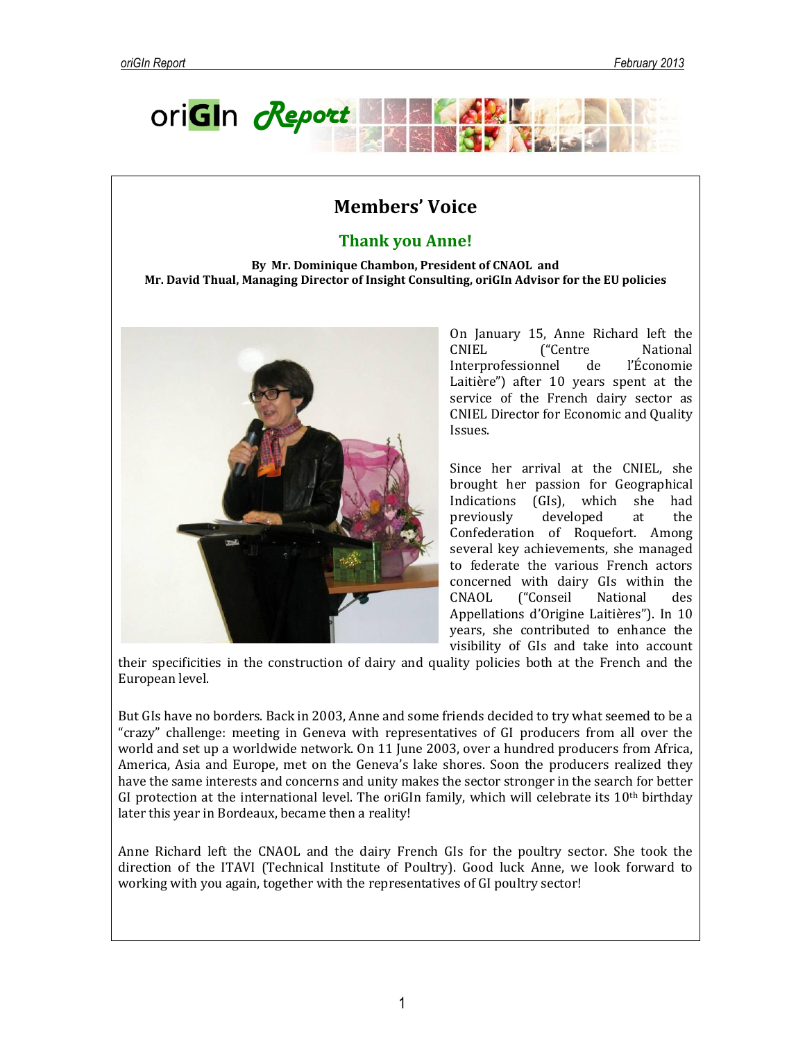# Members' Voice

## Thank you Anne!

**By Mr. Dominique Chambon, President of CNAOL and Mr. David Thual, Managing Director of Insight Consulting, oriGIn Advisor for the EU policies**

On January 15, Anne Richard left the CNIEL ("Centre National Interprofessionnel de l'Économie Laitière") after 10 years spent at the service of the French dairy sector as CNIEL Director for Economic and Quality Issues.

Since her arrival at the CNIEL, she brought her passion for Geographical Indications (GIs), which she had previously developed at the Confederation of Roquefort. Among several key achievements, she managed to federate the various French actors concerned with dairy GIs within the CNAOL ("Conseil National des Appellations d'Origine Laitières"). In 10 years, she contributed to enhance the visibility of GIs and take into account their specificities in the construction of dairy and quality policies both at the French and the European level.

But GIs have no borders. Back in 2003, Anne and some friends decided to try what seemed to be a "crazy" challenge: meeting in Geneva with representatives of GI producers from all over the world and set up a worldwide network. On 11 June 2003, over a hundred producers from Africa, America, Asia and Europe, met on the Geneva's lake shores. Soon the producers realized they have the same interests and concerns and unity makes the sector stronger in the search for better GI protection at the international level. The oriGIn family, which will celebrate its 10th birthday later this year in Bordeaux, became then a reality!

Anne Richard left the CNAOL and the dairy French GIs for the poultry sector. She took the direction of the ITAVI (Technical Institute of Poultry). Good luck Anne, we look forward to working with you again, together with the representatives of GI poultry sector!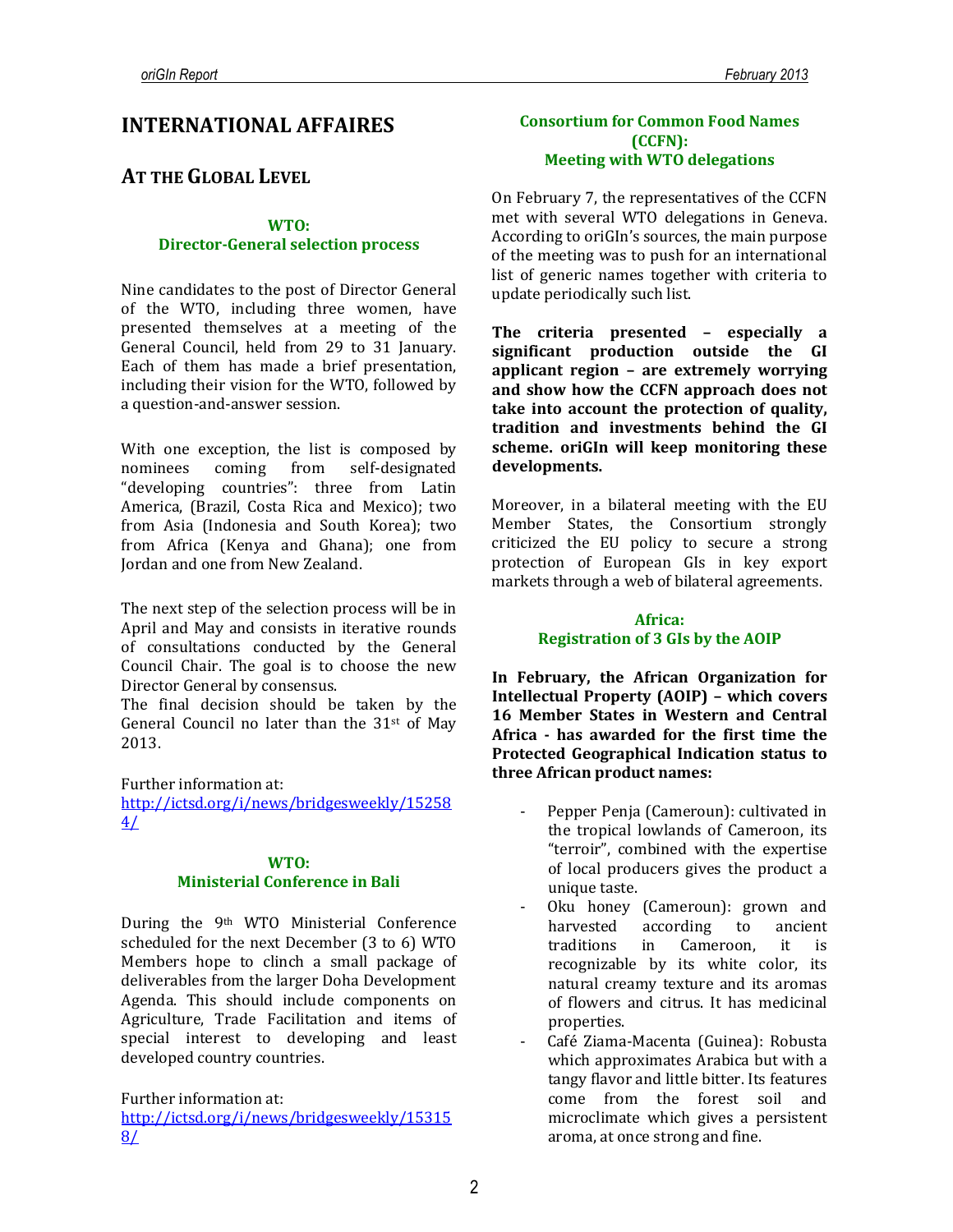# INTERNATIONAL AFFAIRES

## AT THE GLOBAL LEVEL

### WTO: Director-General selection process

Nine candidates to the post of Director General of the WTO, including three women, have presented themselves at a meeting of the General Council, held from 29 to 31 January. Each of them has made a brief presentation, including their vision for the WTO, followed by a question-and-answer session.

With one exception, the list is composed by nominees coming from self-designated "developing countries": three from Latin America, (Brazil, Costa Rica and Mexico); two from Asia (Indonesia and South Korea); two from Africa (Kenya and Ghana); one from Jordan and one from New Zealand.

The next step of the selection process will be in April and May and consists in iterative rounds of consultations conducted by the General Council Chair. The goal is to choose the new Director General by consensus.

The final decision should be taken by the General Council no later than the 31st of May 2013.

Further information at: [http://ictsd.org/i/news/bridgesweekly/152584/](http://ictsd.org/i/news/bridgesweekly/152584/)

### WTO: Ministerial Conference in Bali

During the 9th WTO Ministerial Conference scheduled for the next December (3 to 6) WTO Members hope to clinch a small package of deliverables from the larger Doha Development Agenda. This should include components on Agriculture, Trade Facilitation and items of special interest to developing and least developed country countries.

Further information at: [http://ictsd.org/i/news/bridgesweekly/153158/](http://ictsd.org/i/news/bridgesweekly/153158/)

### Consortium for Common Food Names (CCFN): Meeting with WTO delegations

On February 7, the representatives of the CCFN met with several WTO delegations in Geneva. According to oriGIn's sources, the main purpose of the meeting was to push for an international list of generic names together with criteria to update periodically such list.

**The criteria presented – especially a significant production outside the GI applicant region – are extremely worrying and show how the CCFN approach does not take into account the protection of quality, tradition and investments behind the GI scheme. oriGIn will keep monitoring these developments.**

Moreover, in a bilateral meeting with the EU Member States, the Consortium strongly criticized the EU policy to secure a strong protection of European GIs in key export markets through a web of bilateral agreements.

### Africa: Registration of 3 GIs by the AOIP

**In February, the African Organization for Intellectual Property (AOIP) – which covers 16 Member States in Western and Central Africa - has awarded for the first time the Protected Geographical Indication status to three African product names:**

- Pepper Penja (Cameroun): cultivated in the tropical lowlands of Cameroon, its "terroir", combined with the expertise of local producers gives the product a unique taste.
- Oku honey (Cameroun): grown and harvested according to ancient traditions in Cameroon, it is recognizable by its white color, its natural creamy texture and its aromas of flowers and citrus. It has medicinal properties.
- Café Ziama-Macenta (Guinea): Robusta which approximates Arabica but with a tangy flavor and little bitter. Its features come from the forest soil and microclimate which gives a persistent aroma, at once strong and fine.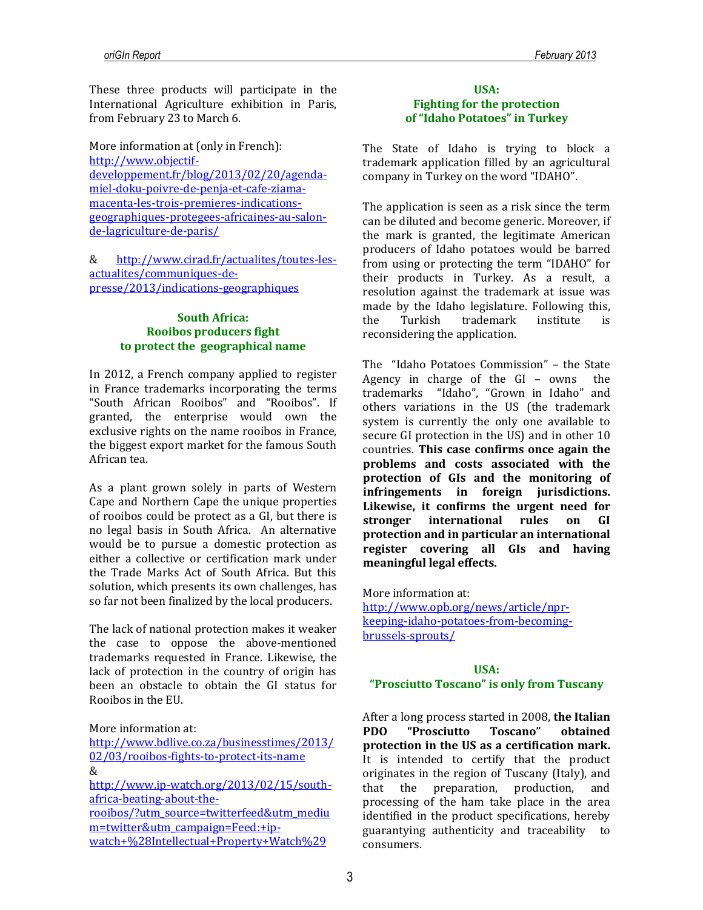These three products will participate in the International Agriculture exhibition in Paris, from February 23 to March 6.

More information at (only in French): [http://www.objectif-developpement.fr/blog/2013/02/20/agenda-miel-doku-poivre-de-penja-et-cafe-ziama-macenta-les-trois-premieres-indications-geographiques-protegees-africaines-au-salon-de-lagriculture-de-paris/](http://www.objectif-developpement.fr/blog/2013/02/20/agenda-miel-doku-poivre-de-penja-et-cafe-ziama-macenta-les-trois-premieres-indications-geographiques-protegees-africaines-au-salon-de-lagriculture-de-paris/)

& [http://www.cirad.fr/actualites/toutes-les-actualites/communiques-de-presse/2013/indications-geographiques](http://www.cirad.fr/actualites/toutes-les-actualites/communiques-de-presse/2013/indications-geographiques)

## South Africa: Rooibos producers fight to protect the geographical name

In 2012, a French company applied to register in France trademarks incorporating the terms "South African Rooibos" and "Rooibos". If granted, the enterprise would own the exclusive rights on the name rooibos in France, the biggest export market for the famous South African tea.

As a plant grown solely in parts of Western Cape and Northern Cape the unique properties of rooibos could be protect as a GI, but there is no legal basis in South Africa. An alternative would be to pursue a domestic protection as either a collective or certification mark under the Trade Marks Act of South Africa. But this solution, which presents its own challenges, has so far not been finalized by the local producers.

The lack of national protection makes it weaker the case to oppose the above-mentioned trademarks requested in France. Likewise, the lack of protection in the country of origin has been an obstacle to obtain the GI status for Rooibos in the EU.

More information at:
[http://www.bdlive.co.za/businesstimes/2013/02/03/rooibos-fights-to-protect-its-name](http://www.bdlive.co.za/businesstimes/2013/02/03/rooibos-fights-to-protect-its-name)
&
[http://www.ip-watch.org/2013/02/15/south-africa-beating-about-the-rooibos/?utm_source=twitterfeed&utm_medium=twitter&utm_campaign=Feed:+ip-watch+%28Intellectual+Property+Watch%29](http://www.ip-watch.org/2013/02/15/south-africa-beating-about-the-rooibos/?utm_source=twitterfeed&utm_medium=twitter&utm_campaign=Feed:+ip-watch+%28Intellectual+Property+Watch%29)

## USA: Fighting for the protection of "Idaho Potatoes" in Turkey

The State of Idaho is trying to block a trademark application filled by an agricultural company in Turkey on the word "IDAHO".

The application is seen as a risk since the term can be diluted and become generic. Moreover, if the mark is granted, the legitimate American producers of Idaho potatoes would be barred from using or protecting the term "IDAHO" for their products in Turkey. As a result, a resolution against the trademark at issue was made by the Idaho legislature. Following this, the Turkish trademark institute is reconsidering the application.

The "Idaho Potatoes Commission" – the State Agency in charge of the GI – owns the trademarks "Idaho", "Grown in Idaho" and others variations in the US (the trademark system is currently the only one available to secure GI protection in the US) and in other 10 countries. **This case confirms once again the problems and costs associated with the protection of GIs and the monitoring of infringements in foreign jurisdictions. Likewise, it confirms the urgent need for stronger international rules on GI protection and in particular an international register covering all GIs and having meaningful legal effects.**

More information at:
[http://www.opb.org/news/article/npr-keeping-idaho-potatoes-from-becoming-brussels-sprouts/](http://www.opb.org/news/article/npr-keeping-idaho-potatoes-from-becoming-brussels-sprouts/)

## USA: "Prosciutto Toscano" is only from Tuscany

After a long process started in 2008, **the Italian PDO "Prosciutto Toscano" obtained protection in the US as a certification mark.** It is intended to certify that the product originates in the region of Tuscany (Italy), and that the preparation, production, and processing of the ham take place in the area identified in the product specifications, hereby guarantying authenticity and traceability to consumers.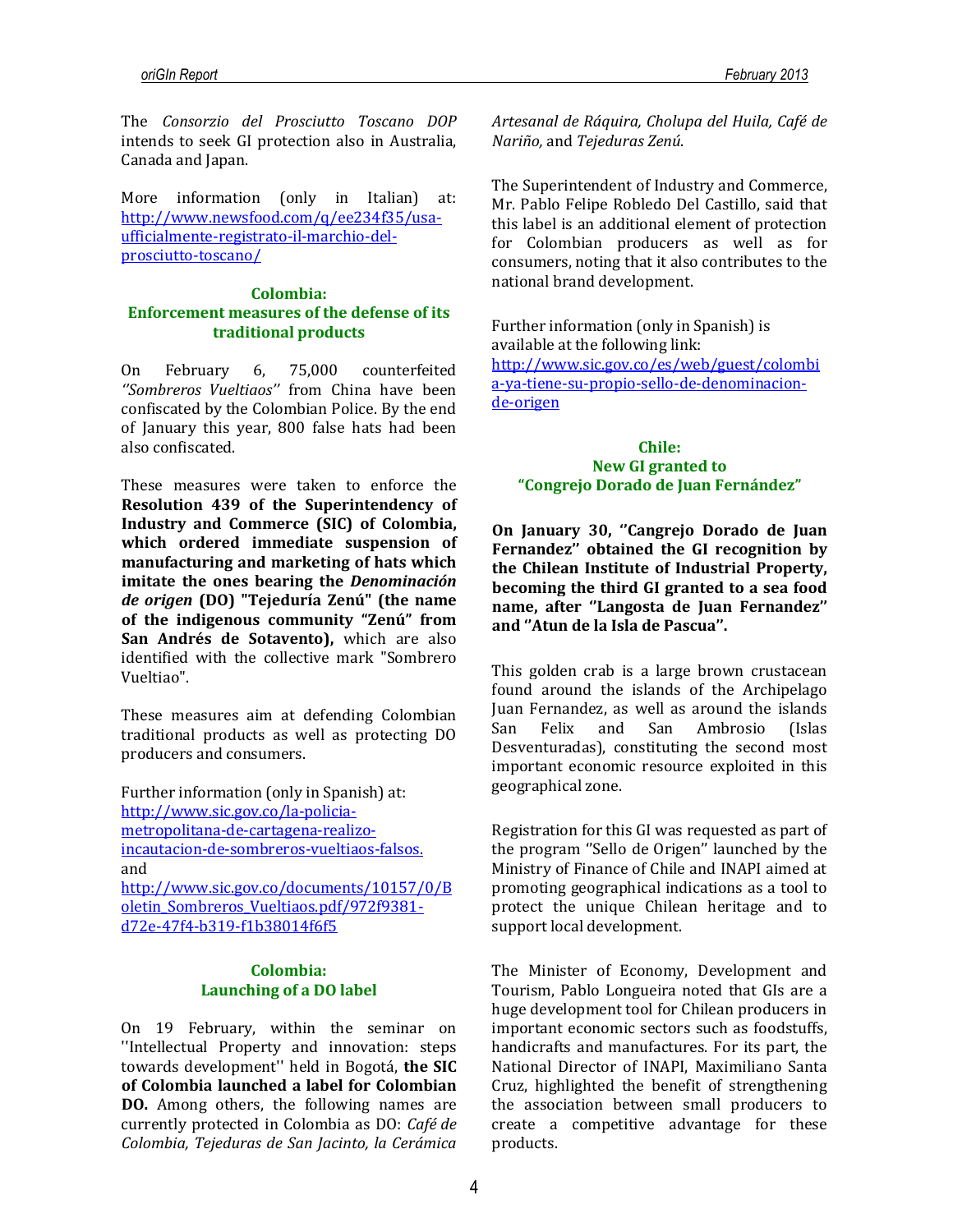The *Consorzio del Prosciutto Toscano DOP* intends to seek GI protection also in Australia, Canada and Japan.

More information (only in Italian) at: http://www.newsfood.com/q/ee234f35/usa-ufficialmente-registrato-il-marchio-del-prosciutto-toscano/

## Colombia: Enforcement measures of the defense of its traditional products

On February 6, 75,000 counterfeited *''Sombreros Vueltiaos''* from China have been confiscated by the Colombian Police. By the end of January this year, 800 false hats had been also confiscated.

These measures were taken to enforce the **Resolution 439 of the Superintendency of Industry and Commerce (SIC) of Colombia, which ordered immediate suspension of manufacturing and marketing of hats which imitate the ones bearing the *Denominación de origen* (DO) "Tejeduría Zenú" (the name of the indigenous community "Zenú" from San Andrés de Sotavento),** which are also identified with the collective mark "Sombrero Vueltiao".

These measures aim at defending Colombian traditional products as well as protecting DO producers and consumers.

Further information (only in Spanish) at: http://www.sic.gov.co/la-policia-metropolitana-de-cartagena-realizo-incautacion-de-sombreros-vueltiaos-falsos. and http://www.sic.gov.co/documents/10157/0/Boletin_Sombreros_Vueltiaos.pdf/972f9381-d72e-47f4-b319-f1b38014f6f5

## Colombia: Launching of a DO label

On 19 February, within the seminar on ''Intellectual Property and innovation: steps towards development'' held in Bogotá, **the SIC of Colombia launched a label for Colombian DO.** Among others, the following names are currently protected in Colombia as DO: *Café de Colombia, Tejeduras de San Jacinto, la Cerámica Artesanal de Ráquira, Cholupa del Huila, Café de Nariño,* and *Tejeduras Zenú*.

The Superintendent of Industry and Commerce, Mr. Pablo Felipe Robledo Del Castillo, said that this label is an additional element of protection for Colombian producers as well as for consumers, noting that it also contributes to the national brand development.

Further information (only in Spanish) is available at the following link: http://www.sic.gov.co/es/web/guest/colombia-ya-tiene-su-propio-sello-de-denominacion-de-origen

## Chile: New GI granted to "Congrejo Dorado de Juan Fernández"

**On January 30, ''Cangrejo Dorado de Juan Fernandez'' obtained the GI recognition by the Chilean Institute of Industrial Property, becoming the third GI granted to a sea food name, after ''Langosta de Juan Fernandez'' and ''Atun de la Isla de Pascua''.**

This golden crab is a large brown crustacean found around the islands of the Archipelago Juan Fernandez, as well as around the islands San Felix and San Ambrosio (Islas Desventuradas), constituting the second most important economic resource exploited in this geographical zone.

Registration for this GI was requested as part of the program ''Sello de Origen'' launched by the Ministry of Finance of Chile and INAPI aimed at promoting geographical indications as a tool to protect the unique Chilean heritage and to support local development.

The Minister of Economy, Development and Tourism, Pablo Longueira noted that GIs are a huge development tool for Chilean producers in important economic sectors such as foodstuffs, handicrafts and manufactures. For its part, the National Director of INAPI, Maximiliano Santa Cruz, highlighted the benefit of strengthening the association between small producers to create a competitive advantage for these products.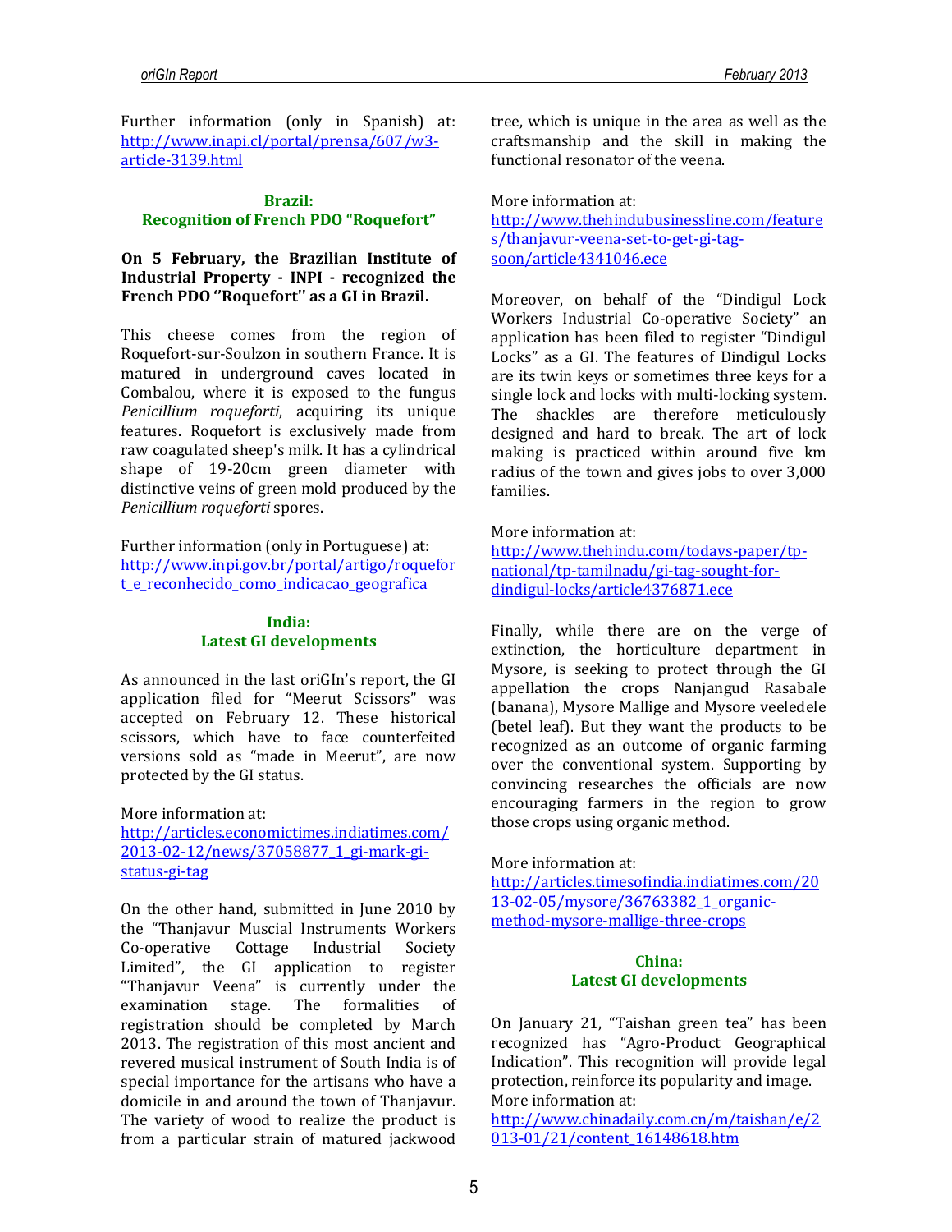Further information (only in Spanish) at: [http://www.inapi.cl/portal/prensa/607/w3-article-3139.html](http://www.inapi.cl/portal/prensa/607/w3-article-3139.html)

### Brazil: Recognition of French PDO "Roquefort"

**On 5 February, the Brazilian Institute of Industrial Property - INPI - recognized the French PDO ''Roquefort'' as a GI in Brazil.**

This cheese comes from the region of Roquefort-sur-Soulzon in southern France. It is matured in underground caves located in Combalou, where it is exposed to the fungus *Penicillium roqueforti*, acquiring its unique features. Roquefort is exclusively made from raw coagulated sheep's milk. It has a cylindrical shape of 19-20cm green diameter with distinctive veins of green mold produced by the *Penicillium roqueforti* spores.

Further information (only in Portuguese) at: [http://www.inpi.gov.br/portal/artigo/roquefort_e_reconhecido_como_indicacao_geografica](http://www.inpi.gov.br/portal/artigo/roquefort_e_reconhecido_como_indicacao_geografica)

### India: Latest GI developments

As announced in the last oriGIn's report, the GI application filed for "Meerut Scissors" was accepted on February 12. These historical scissors, which have to face counterfeited versions sold as "made in Meerut", are now protected by the GI status.

More information at:
[http://articles.economictimes.indiatimes.com/2013-02-12/news/37058877_1_gi-mark-gi-status-gi-tag](http://articles.economictimes.indiatimes.com/2013-02-12/news/37058877_1_gi-mark-gi-status-gi-tag)

On the other hand, submitted in June 2010 by the "Thanjavur Muscial Instruments Workers Co-operative Cottage Industrial Society Limited", the GI application to register "Thanjavur Veena" is currently under the examination stage. The formalities of registration should be completed by March 2013. The registration of this most ancient and revered musical instrument of South India is of special importance for the artisans who have a domicile in and around the town of Thanjavur. The variety of wood to realize the product is from a particular strain of matured jackwood tree, which is unique in the area as well as the craftsmanship and the skill in making the functional resonator of the veena.

More information at:
[http://www.thehindubusinessline.com/features/thanjavur-veena-set-to-get-gi-tag-soon/article4341046.ece](http://www.thehindubusinessline.com/features/thanjavur-veena-set-to-get-gi-tag-soon/article4341046.ece)

Moreover, on behalf of the "Dindigul Lock Workers Industrial Co-operative Society" an application has been filed to register "Dindigul Locks" as a GI. The features of Dindigul Locks are its twin keys or sometimes three keys for a single lock and locks with multi-locking system. The shackles are therefore meticulously designed and hard to break. The art of lock making is practiced within around five km radius of the town and gives jobs to over 3,000 families.

More information at:
[http://www.thehindu.com/todays-paper/tp-national/tp-tamilnadu/gi-tag-sought-for-dindigul-locks/article4376871.ece](http://www.thehindu.com/todays-paper/tp-national/tp-tamilnadu/gi-tag-sought-for-dindigul-locks/article4376871.ece)

Finally, while there are on the verge of extinction, the horticulture department in Mysore, is seeking to protect through the GI appellation the crops Nanjangud Rasabale (banana), Mysore Mallige and Mysore veeledele (betel leaf). But they want the products to be recognized as an outcome of organic farming over the conventional system. Supporting by convincing researches the officials are now encouraging farmers in the region to grow those crops using organic method.

More information at:
[http://articles.timesofindia.indiatimes.com/2013-02-05/mysore/36763382_1_organic-method-mysore-mallige-three-crops](http://articles.timesofindia.indiatimes.com/2013-02-05/mysore/36763382_1_organic-method-mysore-mallige-three-crops)

### China: Latest GI developments

On January 21, "Taishan green tea" has been recognized has "Agro-Product Geographical Indication". This recognition will provide legal protection, reinforce its popularity and image.
More information at:
[http://www.chinadaily.com.cn/m/taishan/e/2013-01/21/content_16148618.htm](http://www.chinadaily.com.cn/m/taishan/e/2013-01/21/content_16148618.htm)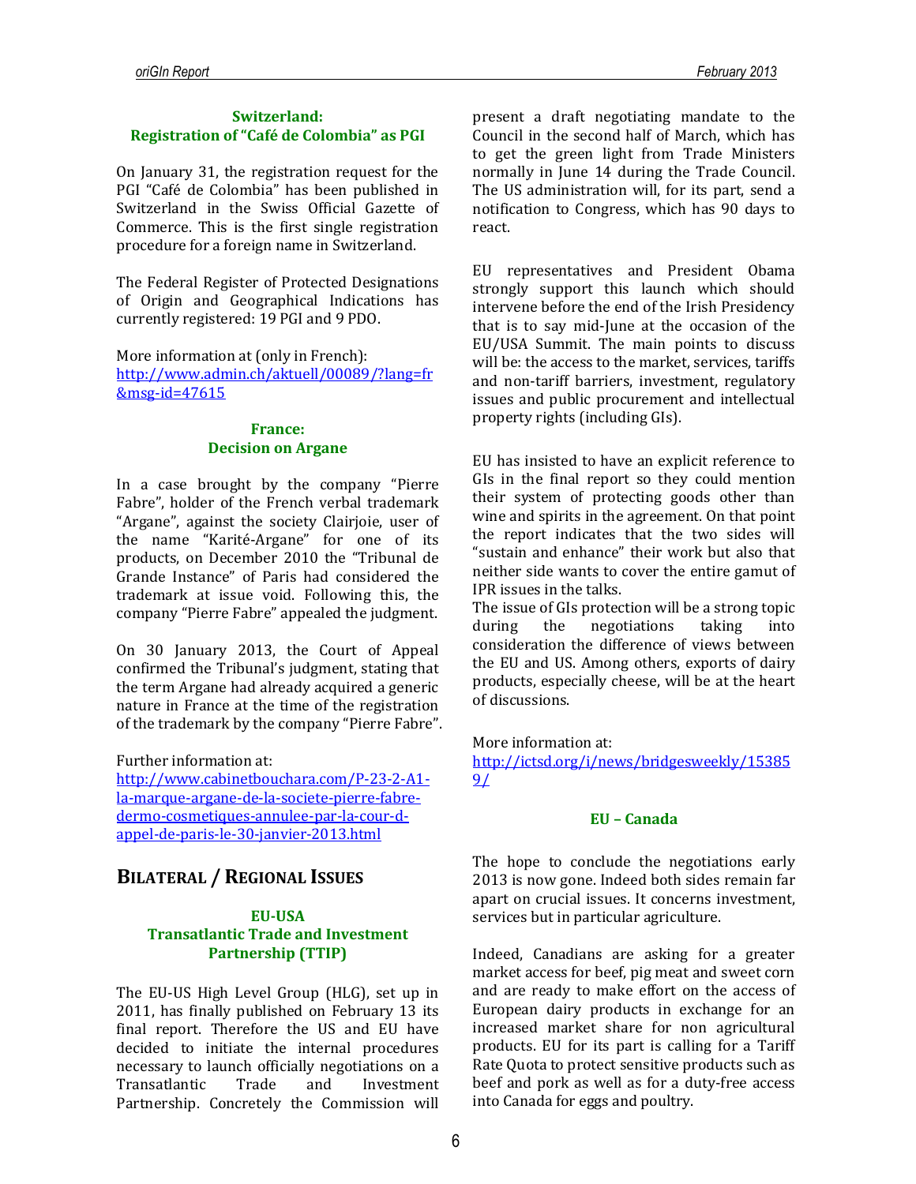### Switzerland: Registration of "Café de Colombia" as PGI

On January 31, the registration request for the PGI "Café de Colombia" has been published in Switzerland in the Swiss Official Gazette of Commerce. This is the first single registration procedure for a foreign name in Switzerland.

The Federal Register of Protected Designations of Origin and Geographical Indications has currently registered: 19 PGI and 9 PDO.

More information at (only in French):
http://www.admin.ch/aktuell/00089/?lang=fr&msg-id=47615

### France: Decision on Argane

In a case brought by the company "Pierre Fabre", holder of the French verbal trademark "Argane", against the society Clairjoie, user of the name "Karité-Argane" for one of its products, on December 2010 the "Tribunal de Grande Instance" of Paris had considered the trademark at issue void. Following this, the company "Pierre Fabre" appealed the judgment.

On 30 January 2013, the Court of Appeal confirmed the Tribunal's judgment, stating that the term Argane had already acquired a generic nature in France at the time of the registration of the trademark by the company "Pierre Fabre".

Further information at:
http://www.cabinetbouchara.com/P-23-2-A1-la-marque-argane-de-la-societe-pierre-fabre-dermo-cosmetiques-annulee-par-la-cour-d-appel-de-paris-le-30-janvier-2013.html

## Bilateral / Regional Issues

### EU-USA Transatlantic Trade and Investment Partnership (TTIP)

The EU-US High Level Group (HLG), set up in 2011, has finally published on February 13 its final report. Therefore the US and EU have decided to initiate the internal procedures necessary to launch officially negotiations on a Transatlantic Trade and Investment Partnership. Concretely the Commission will present a draft negotiating mandate to the Council in the second half of March, which has to get the green light from Trade Ministers normally in June 14 during the Trade Council. The US administration will, for its part, send a notification to Congress, which has 90 days to react.

EU representatives and President Obama strongly support this launch which should intervene before the end of the Irish Presidency that is to say mid-June at the occasion of the EU/USA Summit. The main points to discuss will be: the access to the market, services, tariffs and non-tariff barriers, investment, regulatory issues and public procurement and intellectual property rights (including GIs).

EU has insisted to have an explicit reference to GIs in the final report so they could mention their system of protecting goods other than wine and spirits in the agreement. On that point the report indicates that the two sides will "sustain and enhance" their work but also that neither side wants to cover the entire gamut of IPR issues in the talks.
The issue of GIs protection will be a strong topic during the negotiations taking into consideration the difference of views between the EU and US. Among others, exports of dairy products, especially cheese, will be at the heart of discussions.

More information at:
http://ictsd.org/i/news/bridgesweekly/153859/

### EU – Canada

The hope to conclude the negotiations early 2013 is now gone. Indeed both sides remain far apart on crucial issues. It concerns investment, services but in particular agriculture.

Indeed, Canadians are asking for a greater market access for beef, pig meat and sweet corn and are ready to make effort on the access of European dairy products in exchange for an increased market share for non agricultural products. EU for its part is calling for a Tariff Rate Quota to protect sensitive products such as beef and pork as well as for a duty-free access into Canada for eggs and poultry.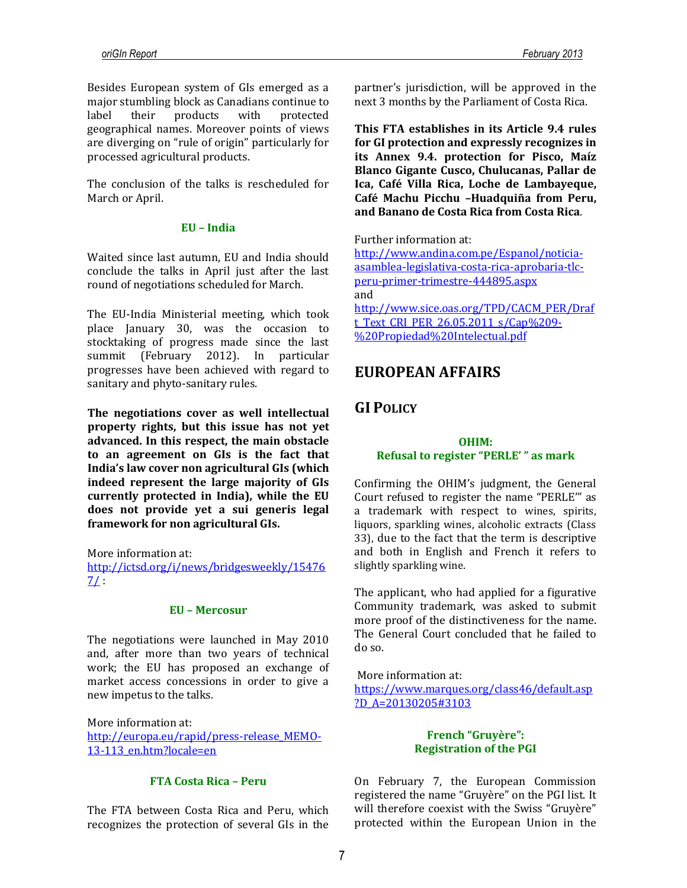Besides European system of GIs emerged as a major stumbling block as Canadians continue to label their products with protected geographical names. Moreover points of views are diverging on "rule of origin" particularly for processed agricultural products.

The conclusion of the talks is rescheduled for March or April.

#### EU – India

Waited since last autumn, EU and India should conclude the talks in April just after the last round of negotiations scheduled for March.

The EU-India Ministerial meeting, which took place January 30, was the occasion to stocktaking of progress made since the last summit (February 2012). In particular progresses have been achieved with regard to sanitary and phyto-sanitary rules.

**The negotiations cover as well intellectual property rights, but this issue has not yet advanced. In this respect, the main obstacle to an agreement on GIs is the fact that India's law cover non agricultural GIs (which indeed represent the large majority of GIs currently protected in India), while the EU does not provide yet a sui generis legal framework for non agricultural GIs.**

More information at:
http://ictsd.org/i/news/bridgesweekly/154767/ :

#### EU – Mercosur

The negotiations were launched in May 2010 and, after more than two years of technical work; the EU has proposed an exchange of market access concessions in order to give a new impetus to the talks.

More information at:
http://europa.eu/rapid/press-release_MEMO-13-113_en.htm?locale=en

#### FTA Costa Rica – Peru

The FTA between Costa Rica and Peru, which recognizes the protection of several GIs in the partner's jurisdiction, will be approved in the next 3 months by the Parliament of Costa Rica.

**This FTA establishes in its Article 9.4 rules for GI protection and expressly recognizes in its Annex 9.4. protection for Pisco, Maíz Blanco Gigante Cusco, Chulucanas, Pallar de Ica, Café Villa Rica, Loche de Lambayeque, Café Machu Picchu –Huadquiña from Peru, and Banano de Costa Rica from Costa Rica**.

Further information at:
http://www.andina.com.pe/Espanol/noticia-asamblea-legislativa-costa-rica-aprobaria-tlc-peru-primer-trimestre-444895.aspx
and
http://www.sice.oas.org/TPD/CACM_PER/Draft_Text_CRI_PER_26.05.2011_s/Cap%209-%20Propiedad%20Intelectual.pdf

# EUROPEAN AFFAIRS

## GI POLICY

#### OHIM: Refusal to register "PERLE' " as mark

Confirming the OHIM's judgment, the General Court refused to register the name "PERLE'" as a trademark with respect to wines, spirits, liquors, sparkling wines, alcoholic extracts (Class 33), due to the fact that the term is descriptive and both in English and French it refers to slightly sparkling wine.

The applicant, who had applied for a figurative Community trademark, was asked to submit more proof of the distinctiveness for the name. The General Court concluded that he failed to do so.

More information at:
https://www.marques.org/class46/default.asp?D_A=20130205#3103

#### French "Gruyère": Registration of the PGI

On February 7, the European Commission registered the name "Gruyère" on the PGI list. It will therefore coexist with the Swiss "Gruyère" protected within the European Union in the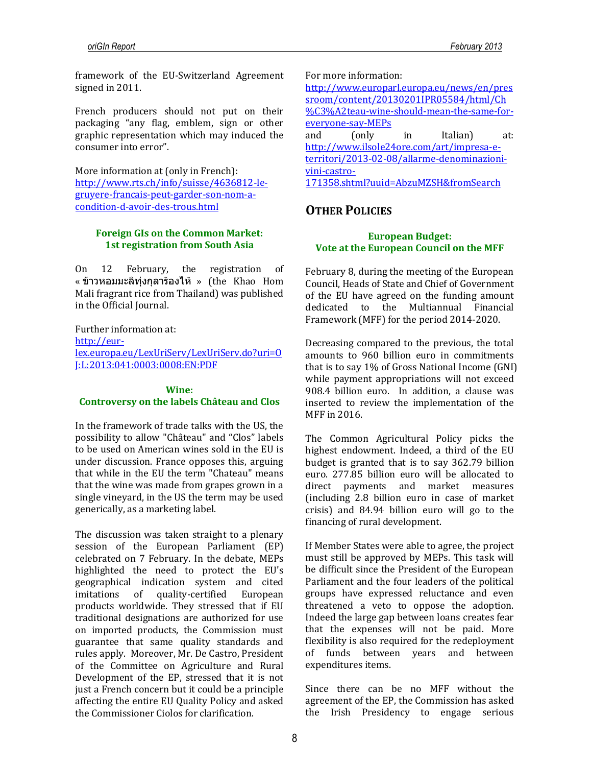framework of the EU-Switzerland Agreement signed in 2011.

French producers should not put on their packaging "any flag, emblem, sign or other graphic representation which may induced the consumer into error".

More information at (only in French):
http://www.rts.ch/info/suisse/4636812-le-gruyere-francais-peut-garder-son-nom-a-condition-d-avoir-des-trous.html

#### Foreign GIs on the Common Market: 1st registration from South Asia

On 12 February, the registration of « ข้าวหอมมะลิทุ่งกุลาร้องไห้ » (the Khao Hom Mali fragrant rice from Thailand) was published in the Official Journal.

Further information at:
http://eur-lex.europa.eu/LexUriServ/LexUriServ.do?uri=OJ:L:2013:041:0003:0008:EN:PDF

#### Wine: Controversy on the labels Château and Clos

In the framework of trade talks with the US, the possibility to allow "Château" and "Clos" labels to be used on American wines sold in the EU is under discussion. France opposes this, arguing that while in the EU the term "Chateau" means that the wine was made from grapes grown in a single vineyard, in the US the term may be used generically, as a marketing label.

The discussion was taken straight to a plenary session of the European Parliament (EP) celebrated on 7 February. In the debate, MEPs highlighted the need to protect the EU's geographical indication system and cited imitations of quality-certified European products worldwide. They stressed that if EU traditional designations are authorized for use on imported products, the Commission must guarantee that same quality standards and rules apply. Moreover, Mr. De Castro, President of the Committee on Agriculture and Rural Development of the EP, stressed that it is not just a French concern but it could be a principle affecting the entire EU Quality Policy and asked the Commissioner Ciolos for clarification.

For more information:
http://www.europarl.europa.eu/news/en/pressroom/content/20130201IPR05584/html/Ch%C3%A2teau-wine-should-mean-the-same-for-everyone-say-MEPs
and (only in Italian) at:
http://www.ilsole24ore.com/art/impresa-e-territori/2013-02-08/allarme-denominazioni-vini-castro-171358.shtml?uuid=AbzuMZSH&fromSearch

## Other Policies

#### European Budget: Vote at the European Council on the MFF

February 8, during the meeting of the European Council, Heads of State and Chief of Government of the EU have agreed on the funding amount dedicated to the Multiannual Financial Framework (MFF) for the period 2014-2020.

Decreasing compared to the previous, the total amounts to 960 billion euro in commitments that is to say 1% of Gross National Income (GNI) while payment appropriations will not exceed 908.4 billion euro. In addition, a clause was inserted to review the implementation of the MFF in 2016.

The Common Agricultural Policy picks the highest endowment. Indeed, a third of the EU budget is granted that is to say 362.79 billion euro. 277.85 billion euro will be allocated to direct payments and market measures (including 2.8 billion euro in case of market crisis) and 84.94 billion euro will go to the financing of rural development.

If Member States were able to agree, the project must still be approved by MEPs. This task will be difficult since the President of the European Parliament and the four leaders of the political groups have expressed reluctance and even threatened a veto to oppose the adoption. Indeed the large gap between loans creates fear that the expenses will not be paid. More flexibility is also required for the redeployment of funds between years and between expenditures items.

Since there can be no MFF without the agreement of the EP, the Commission has asked the Irish Presidency to engage serious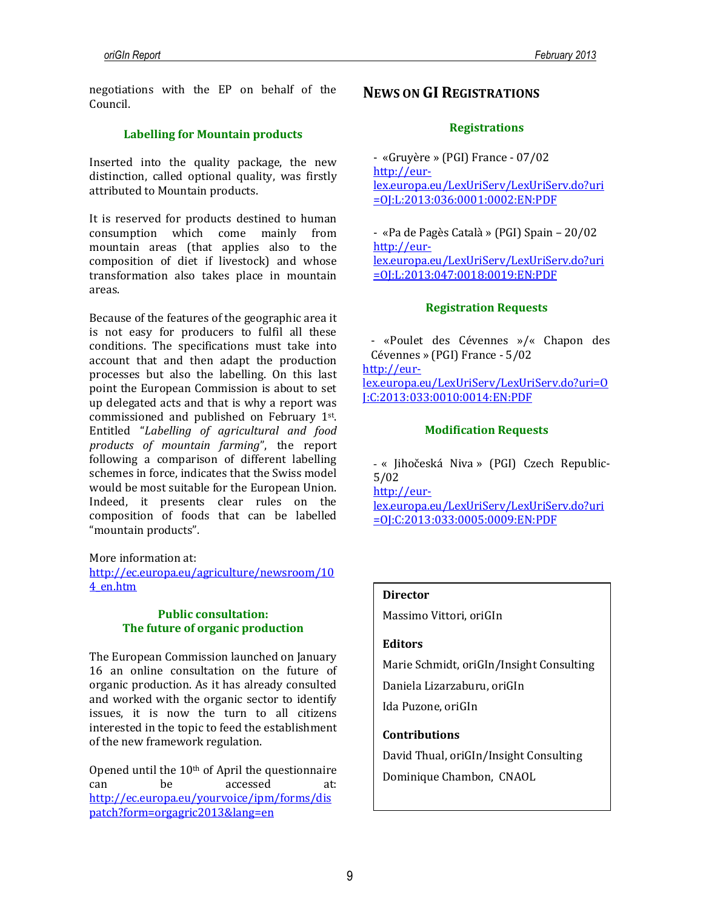negotiations with the EP on behalf of the Council.

### Labelling for Mountain products

Inserted into the quality package, the new distinction, called optional quality, was firstly attributed to Mountain products.

It is reserved for products destined to human consumption which come mainly from mountain areas (that applies also to the composition of diet if livestock) and whose transformation also takes place in mountain areas.

Because of the features of the geographic area it is not easy for producers to fulfil all these conditions. The specifications must take into account that and then adapt the production processes but also the labelling. On this last point the European Commission is about to set up delegated acts and that is why a report was commissioned and published on February 1st. Entitled "*Labelling of agricultural and food products of mountain farming*", the report following a comparison of different labelling schemes in force, indicates that the Swiss model would be most suitable for the European Union. Indeed, it presents clear rules on the composition of foods that can be labelled "mountain products".

More information at:
http://ec.europa.eu/agriculture/newsroom/104_en.htm

### Public consultation: The future of organic production

The European Commission launched on January 16 an online consultation on the future of organic production. As it has already consulted and worked with the organic sector to identify issues, it is now the turn to all citizens interested in the topic to feed the establishment of the new framework regulation.

Opened until the 10th of April the questionnaire can be accessed at: http://ec.europa.eu/yourvoice/ipm/forms/dispatch?form=orgagric2013&lang=en

## NEWS ON GI REGISTRATIONS

### Registrations

- «Gruyère » (PGI) France - 07/02
  http://eur-lex.europa.eu/LexUriServ/LexUriServ.do?uri=OJ:L:2013:036:0001:0002:EN:PDF

- «Pa de Pagès Català » (PGI) Spain – 20/02
  http://eur-lex.europa.eu/LexUriServ/LexUriServ.do?uri=OJ:L:2013:047:0018:0019:EN:PDF

### Registration Requests

- «Poulet des Cévennes »/« Chapon des Cévennes » (PGI) France - 5/02
  http://eur-lex.europa.eu/LexUriServ/LexUriServ.do?uri=OJ:C:2013:033:0010:0014:EN:PDF

### Modification Requests

- « Jihočeská Niva » (PGI) Czech Republic- 5/02
  http://eur-lex.europa.eu/LexUriServ/LexUriServ.do?uri=OJ:C:2013:033:0005:0009:EN:PDF

**Director**

Massimo Vittori, oriGIn

**Editors**

Marie Schmidt, oriGIn/Insight Consulting

Daniela Lizarzaburu, oriGIn

Ida Puzone, oriGIn

**Contributions**

David Thual, oriGIn/Insight Consulting

Dominique Chambon, CNAOL